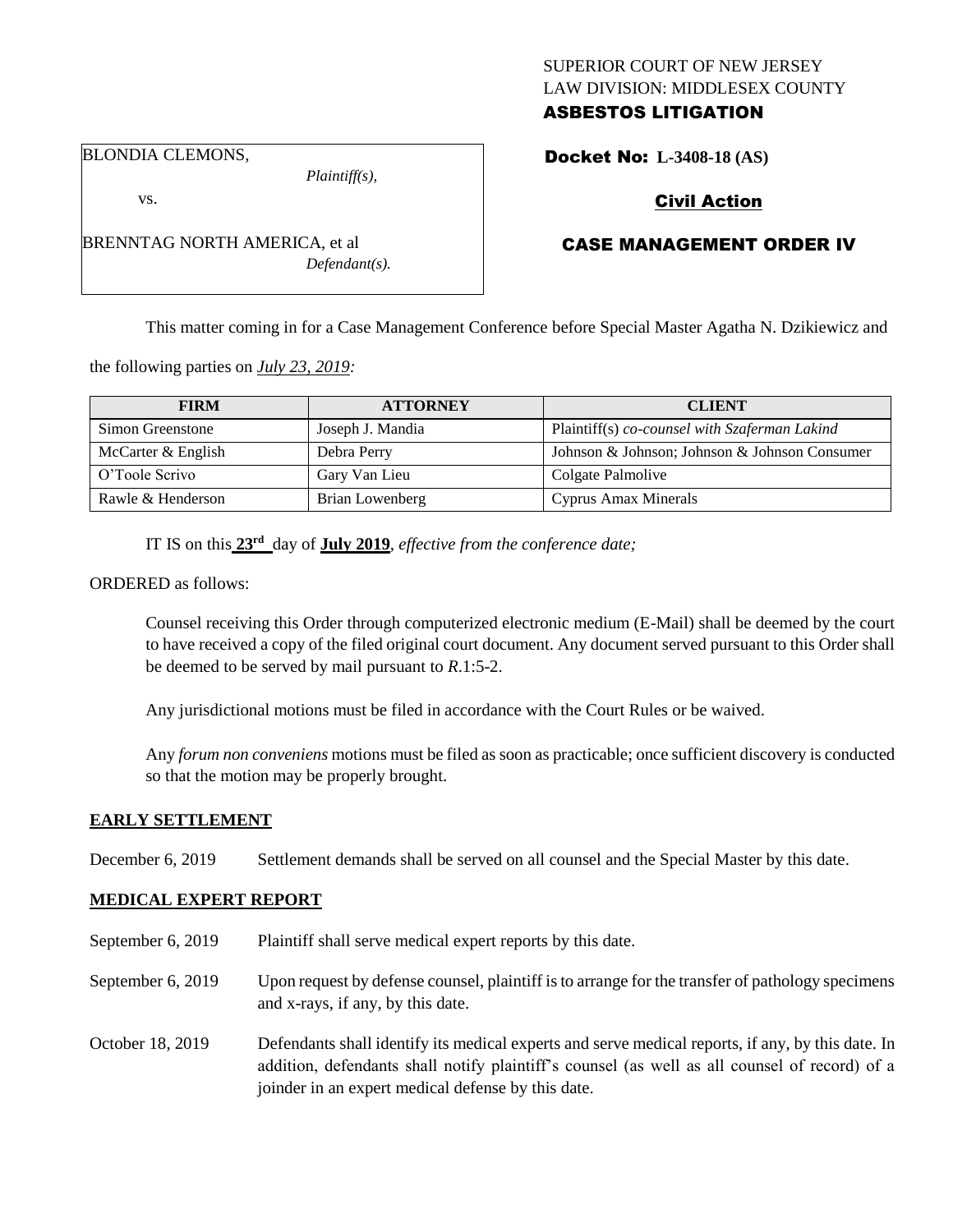SUPERIOR COURT OF NEW JERSEY
LAW DIVISION: MIDDLESEX COUNTY
**ASBESTOS LITIGATION**

BLONDIA CLEMONS,
*Plaintiff(s),*

vs.

BRENNTAG NORTH AMERICA, et al
*Defendant(s).*

**Docket No: L-3408-18 (AS)**

**Civil Action**

**CASE MANAGEMENT ORDER IV**

This matter coming in for a Case Management Conference before Special Master Agatha N. Dzikiewicz and the following parties on *July 23, 2019:*

| FIRM | ATTORNEY | CLIENT |
|---|---|---|
| Simon Greenstone | Joseph J. Mandia | Plaintiff(s) *co-counsel with Szaferman Lakind* |
| McCarter & English | Debra Perry | Johnson & Johnson; Johnson & Johnson Consumer |
| O'Toole Scrivo | Gary Van Lieu | Colgate Palmolive |
| Rawle & Henderson | Brian Lowenberg | Cyprus Amax Minerals |

IT IS on this **23rd** day of **July 2019**, *effective from the conference date;*

ORDERED as follows:

Counsel receiving this Order through computerized electronic medium (E-Mail) shall be deemed by the court to have received a copy of the filed original court document. Any document served pursuant to this Order shall be deemed to be served by mail pursuant to *R.*1:5-2.

Any jurisdictional motions must be filed in accordance with the Court Rules or be waived.

Any *forum non conveniens* motions must be filed as soon as practicable; once sufficient discovery is conducted so that the motion may be properly brought.

**EARLY SETTLEMENT**

December 6, 2019 Settlement demands shall be served on all counsel and the Special Master by this date.

**MEDICAL EXPERT REPORT**

September 6, 2019 Plaintiff shall serve medical expert reports by this date.

September 6, 2019 Upon request by defense counsel, plaintiff is to arrange for the transfer of pathology specimens and x-rays, if any, by this date.

October 18, 2019 Defendants shall identify its medical experts and serve medical reports, if any, by this date. In addition, defendants shall notify plaintiff's counsel (as well as all counsel of record) of a joinder in an expert medical defense by this date.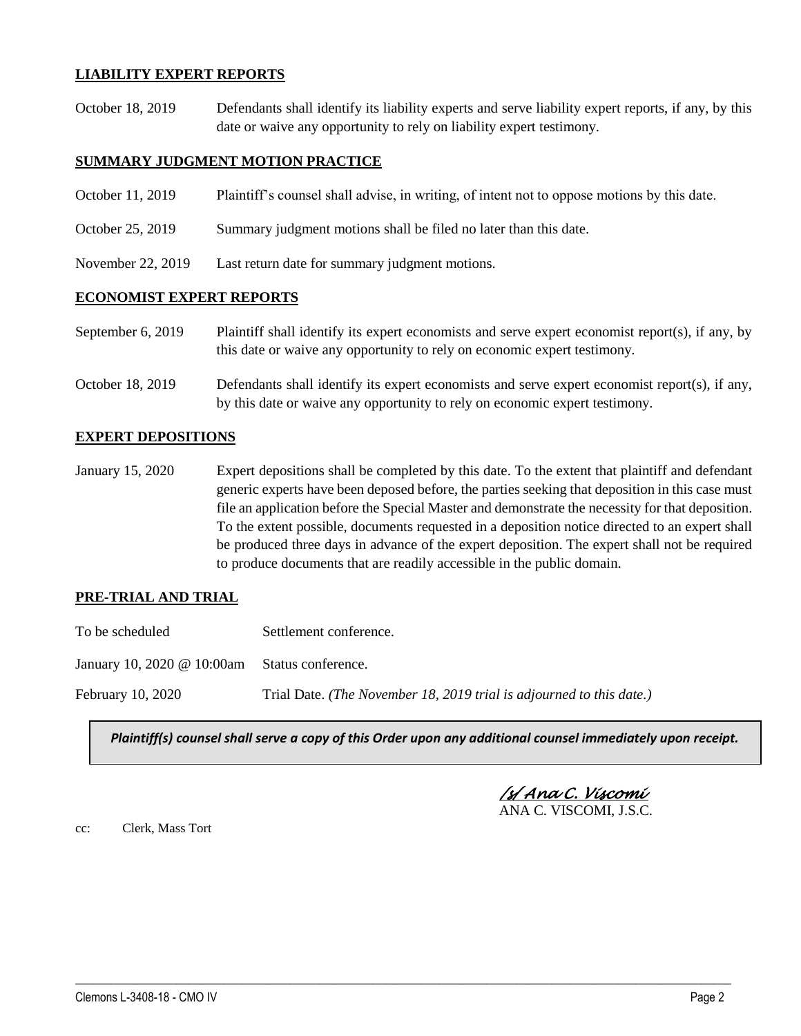**LIABILITY EXPERT REPORTS**

| | |
|---|---|
| October 18, 2019 | Defendants shall identify its liability experts and serve liability expert reports, if any, by this date or waive any opportunity to rely on liability expert testimony. |

**SUMMARY JUDGMENT MOTION PRACTICE**

| | |
|---|---|
| October 11, 2019 | Plaintiff's counsel shall advise, in writing, of intent not to oppose motions by this date. |
| October 25, 2019 | Summary judgment motions shall be filed no later than this date. |
| November 22, 2019 | Last return date for summary judgment motions. |

**ECONOMIST EXPERT REPORTS**

| | |
|---|---|
| September 6, 2019 | Plaintiff shall identify its expert economists and serve expert economist report(s), if any, by this date or waive any opportunity to rely on economic expert testimony. |
| October 18, 2019 | Defendants shall identify its expert economists and serve expert economist report(s), if any, by this date or waive any opportunity to rely on economic expert testimony. |

**EXPERT DEPOSITIONS**

| | |
|---|---|
| January 15, 2020 | Expert depositions shall be completed by this date. To the extent that plaintiff and defendant generic experts have been deposed before, the parties seeking that deposition in this case must file an application before the Special Master and demonstrate the necessity for that deposition. To the extent possible, documents requested in a deposition notice directed to an expert shall be produced three days in advance of the expert deposition. The expert shall not be required to produce documents that are readily accessible in the public domain. |

**PRE-TRIAL AND TRIAL**

| | |
|---|---|
| To be scheduled | Settlement conference. |
| January 10, 2020 @ 10:00am | Status conference. |
| February 10, 2020 | Trial Date. *(The November 18, 2019 trial is adjourned to this date.)* |

***Plaintiff(s) counsel shall serve a copy of this Order upon any additional counsel immediately upon receipt.***

*/s/ Ana C. Viscomi*
ANA C. VISCOMI, J.S.C.

cc: Clerk, Mass Tort

Clemons L-3408-18 - CMO IV